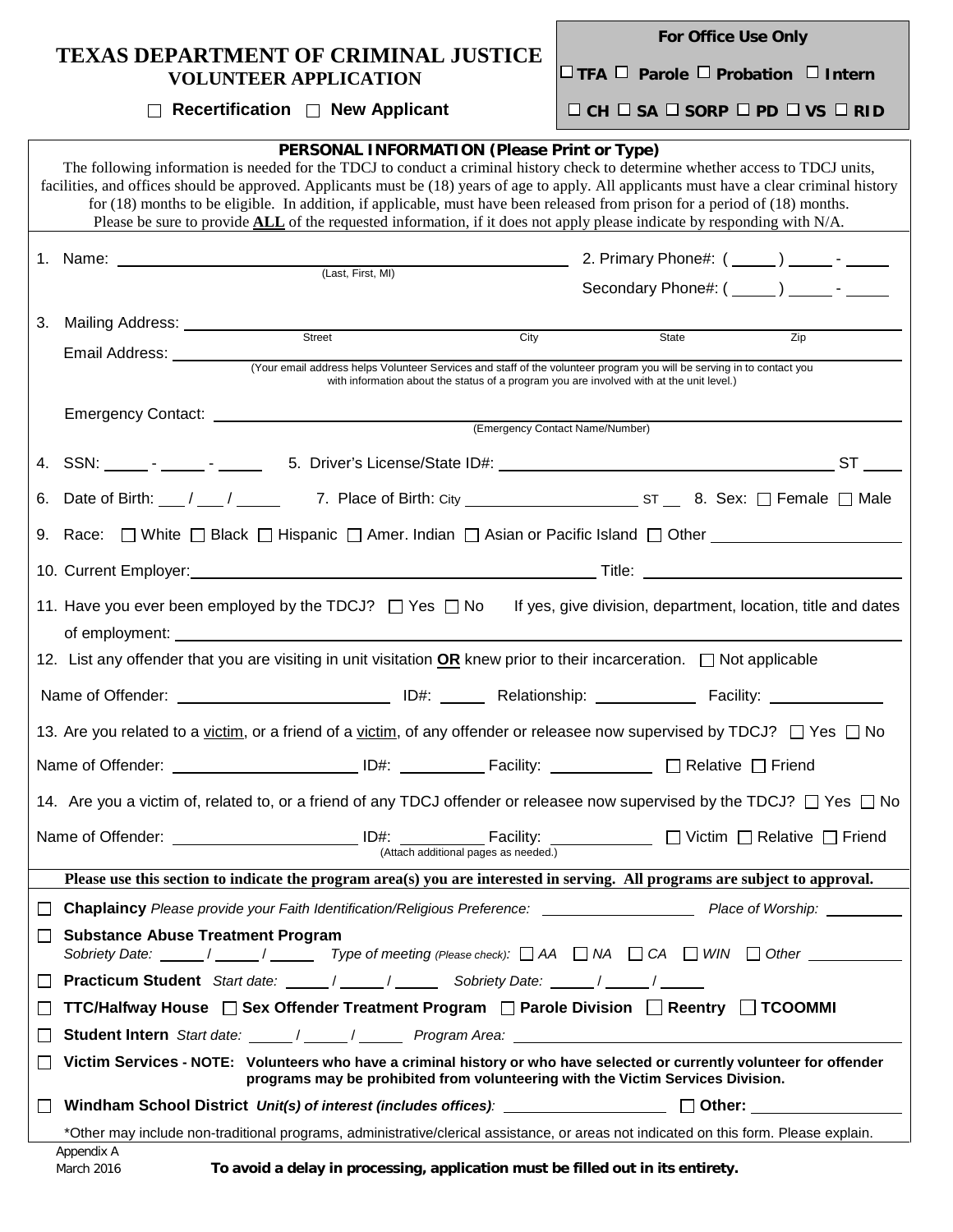# TEXAS DEPARTMENT OF CRIMINAL JUSTICE
## VOLUNTEER APPLICATION

☐ **Recertification** ☐ **New Applicant**

**For Office Use Only**

☐ **TFA** ☐ **Parole** ☐ **Probation** ☐ **Intern**

☐ **CH** ☐ **SA** ☐ **SORP** ☐ **PD** ☐ **VS** ☐ **RID**

**PERSONAL INFORMATION (Please Print or Type)**

The following information is needed for the TDCJ to conduct a criminal history check to determine whether access to TDCJ units, facilities, and offices should be approved. Applicants must be (18) years of age to apply. All applicants must have a clear criminal history for (18) months to be eligible. In addition, if applicable, must have been released from prison for a period of (18) months. Please be sure to provide **ALL** of the requested information, if it does not apply please indicate by responding with N/A.

1. Name: ______________________________ (Last, First, MI)

2. Primary Phone#: ( ____ ) ____ - ____
   Secondary Phone#: ( ____ ) ____ - ____

3. Mailing Address: ______________________________ Street City State Zip

   Email Address: ______________________________ (Your email address helps Volunteer Services and staff of the volunteer program you will be serving in to contact you with information about the status of a program you are involved with at the unit level.)

   Emergency Contact: ______________________________ (Emergency Contact Name/Number)

4. SSN: ____ - ____ - ____

5. Driver's License/State ID#: ______________________________ ST ____

6. Date of Birth: ___ / ___ / ____

7. Place of Birth: City __________________ ST __

8. Sex: ☐ Female ☐ Male

9. Race: ☐ White ☐ Black ☐ Hispanic ☐ Amer. Indian ☐ Asian or Pacific Island ☐ Other __________________

10. Current Employer: ______________________________ Title: __________________

11. Have you ever been employed by the TDCJ? ☐ Yes ☐ No If yes, give division, department, location, title and dates of employment: ______________________________

12. List any offender that you are visiting in unit visitation **OR** knew prior to their incarceration. ☐ Not applicable

    Name of Offender: __________________ ID#: ____ Relationship: __________ Facility: __________

13. Are you related to a victim, or a friend of a victim, of any offender or releasee now supervised by TDCJ? ☐ Yes ☐ No

    Name of Offender: __________________ ID#: ________ Facility: __________ ☐ Relative ☐ Friend

14. Are you a victim of, related to, or a friend of any TDCJ offender or releasee now supervised by the TDCJ? ☐ Yes ☐ No

    Name of Offender: __________________ ID#: ________ Facility: __________ ☐ Victim ☐ Relative ☐ Friend
    (Attach additional pages as needed.)

**Please use this section to indicate the program area(s) you are interested in serving. All programs are subject to approval.**

☐ **Chaplaincy** *Please provide your Faith Identification/Religious Preference:* __________________ *Place of Worship:* __________

☐ **Substance Abuse Treatment Program**
*Sobriety Date:* ____ / ____ / ____ *Type of meeting (Please check):* ☐ *AA* ☐ *NA* ☐ *CA* ☐ *WIN* ☐ *Other* __________

☐ **Practicum Student** *Start date:* ____ / ____ / ____ *Sobriety Date:* ____ / ____ / ____

☐ **TTC/Halfway House** ☐ **Sex Offender Treatment Program** ☐ **Parole Division** ☐ **Reentry** ☐ **TCOOMMI**

☐ **Student Intern** *Start date:* ____ / ____ / ____ *Program Area:* ______________________________

☐ **Victim Services - NOTE: Volunteers who have a criminal history or who have selected or currently volunteer for offender programs may be prohibited from volunteering with the Victim Services Division.**

☐ **Windham School District** ***Unit(s) of interest (includes offices):*** __________________ ☐ **Other:** __________________

*Other may include non-traditional programs, administrative/clerical assistance, or areas not indicated on this form. Please explain.

Appendix A
March 2016

**To avoid a delay in processing, application must be filled out in its entirety.**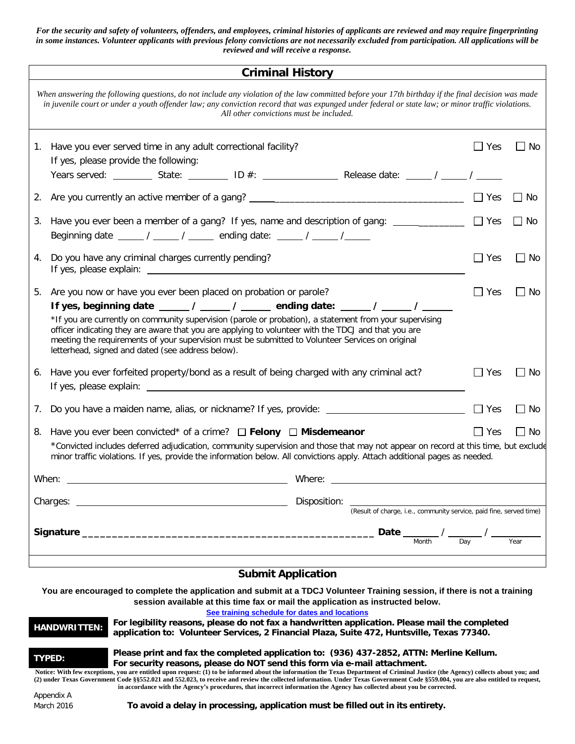*For the security and safety of volunteers, offenders, and employees, criminal histories of applicants are reviewed and may require fingerprinting in some instances. Volunteer applicants with previous felony convictions are not necessarily excluded from participation. All applications will be reviewed and will receive a response.*

## Criminal History

*When answering the following questions, do not include any violation of the law committed before your 17th birthday if the final decision was made in juvenile court or under a youth offender law; any conviction record that was expunged under federal or state law; or minor traffic violations. All other convictions must be included.*

1. Have you ever served time in any adult correctional facility? ☐ Yes ☐ No
   If yes, please provide the following:
   Years served: ________ State: ________ ID #: ______________ Release date: _____ / _____ / _____

2. Are you currently an active member of a gang? ________________________________________ ☐ Yes ☐ No

3. Have you ever been a member of a gang? If yes, name and description of gang: ______________ ☐ Yes ☐ No
   Beginning date _____ / _____ / _____ ending date: _____ / _____ /_____

4. Do you have any criminal charges currently pending? ☐ Yes ☐ No
   If yes, please explain: ________________________________________

5. Are you now or have you ever been placed on probation or parole? ☐ Yes ☐ No
   **If yes, beginning date _____ / _____ / _____ ending date: _____ / _____ / _____**
   *If you are currently on community supervision (parole or probation), a statement from your supervising officer indicating they are aware that you are applying to volunteer with the TDCJ and that you are meeting the requirements of your supervision must be submitted to Volunteer Services on original letterhead, signed and dated (see address below).

6. Have you ever forfeited property/bond as a result of being charged with any criminal act? ☐ Yes ☐ No
   If yes, please explain: ________________________________________

7. Do you have a maiden name, alias, or nickname? If yes, provide: ______________________ ☐ Yes ☐ No

8. Have you ever been convicted* of a crime? ☐ **Felony** ☐ **Misdemeanor** ☐ Yes ☐ No
   *Convicted includes deferred adjudication, community supervision and those that may not appear on record at this time, but exclude minor traffic violations. If yes, provide the information below. All convictions apply. Attach additional pages as needed.

When: ______________________ Where: ______________________

Charges: ______________________ Disposition: ______________________
(Result of charge, i.e., community service, paid fine, served time)

**Signature** ________________________________________ **Date** _____ / _____ / _____
Month Day Year

## Submit Application

**You are encouraged to complete the application and submit at a TDCJ Volunteer Training session, if there is not a training session available at this time fax or mail the application as instructed below.**

**See training schedule for dates and locations**

**HANDWRITTEN:** **For legibility reasons, please do not fax a handwritten application. Please mail the completed application to: Volunteer Services, 2 Financial Plaza, Suite 472, Huntsville, Texas 77340.**

**TYPED:** **Please print and fax the completed application to: (936) 437-2852, ATTN: Merline Kellum. For security reasons, please do NOT send this form via e-mail attachment.**

**Notice: With few exceptions, you are entitled upon request: (1) to be informed about the information the Texas Department of Criminal Justice (the Agency) collects about you; and (2) under Texas Government Code §§552.021 and 552.023, to receive and review the collected information. Under Texas Government Code §559.004, you are also entitled to request, in accordance with the Agency's procedures, that incorrect information the Agency has collected about you be corrected.**

Appendix A
March 2016

**To avoid a delay in processing, application must be filled out in its entirety.**